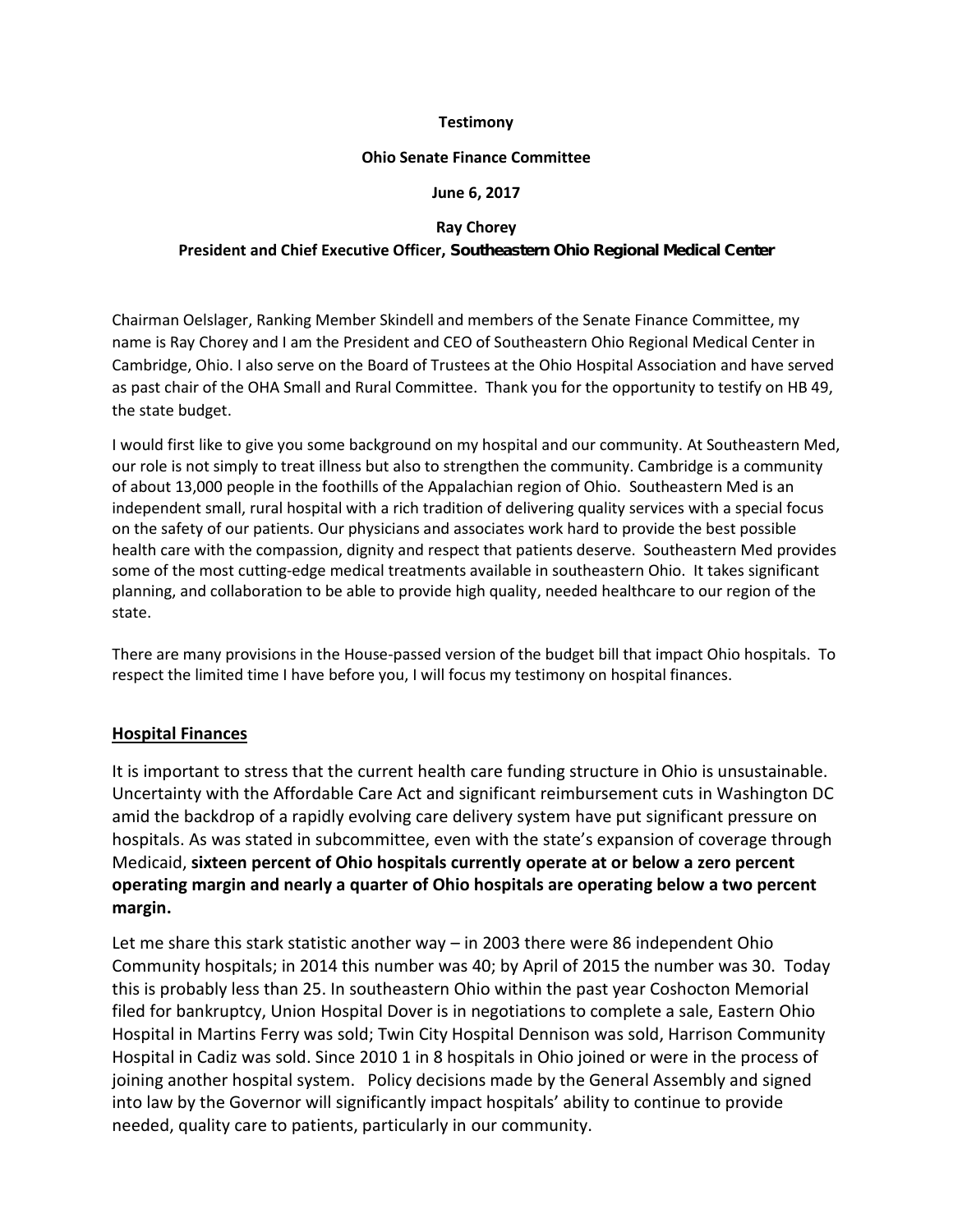**Testimony**

**Ohio Senate Finance Committee**

**June 6, 2017**

**Ray Chorey**

**President and Chief Executive Officer, Southeastern Ohio Regional Medical Center**

Chairman Oelslager, Ranking Member Skindell and members of the Senate Finance Committee, my name is Ray Chorey and I am the President and CEO of Southeastern Ohio Regional Medical Center in Cambridge, Ohio. I also serve on the Board of Trustees at the Ohio Hospital Association and have served as past chair of the OHA Small and Rural Committee. Thank you for the opportunity to testify on HB 49, the state budget.

I would first like to give you some background on my hospital and our community. At Southeastern Med, our role is not simply to treat illness but also to strengthen the community. Cambridge is a community of about 13,000 people in the foothills of the Appalachian region of Ohio. Southeastern Med is an independent small, rural hospital with a rich tradition of delivering quality services with a special focus on the safety of our patients. Our physicians and associates work hard to provide the best possible health care with the compassion, dignity and respect that patients deserve. Southeastern Med provides some of the most cutting-edge medical treatments available in southeastern Ohio. It takes significant planning, and collaboration to be able to provide high quality, needed healthcare to our region of the state.

There are many provisions in the House-passed version of the budget bill that impact Ohio hospitals. To respect the limited time I have before you, I will focus my testimony on hospital finances.

## Hospital Finances

It is important to stress that the current health care funding structure in Ohio is unsustainable. Uncertainty with the Affordable Care Act and significant reimbursement cuts in Washington DC amid the backdrop of a rapidly evolving care delivery system have put significant pressure on hospitals. As was stated in subcommittee, even with the state's expansion of coverage through Medicaid, **sixteen percent of Ohio hospitals currently operate at or below a zero percent operating margin and nearly a quarter of Ohio hospitals are operating below a two percent margin.**

Let me share this stark statistic another way – in 2003 there were 86 independent Ohio Community hospitals; in 2014 this number was 40; by April of 2015 the number was 30. Today this is probably less than 25. In southeastern Ohio within the past year Coshocton Memorial filed for bankruptcy, Union Hospital Dover is in negotiations to complete a sale, Eastern Ohio Hospital in Martins Ferry was sold; Twin City Hospital Dennison was sold, Harrison Community Hospital in Cadiz was sold. Since 2010 1 in 8 hospitals in Ohio joined or were in the process of joining another hospital system. Policy decisions made by the General Assembly and signed into law by the Governor will significantly impact hospitals' ability to continue to provide needed, quality care to patients, particularly in our community.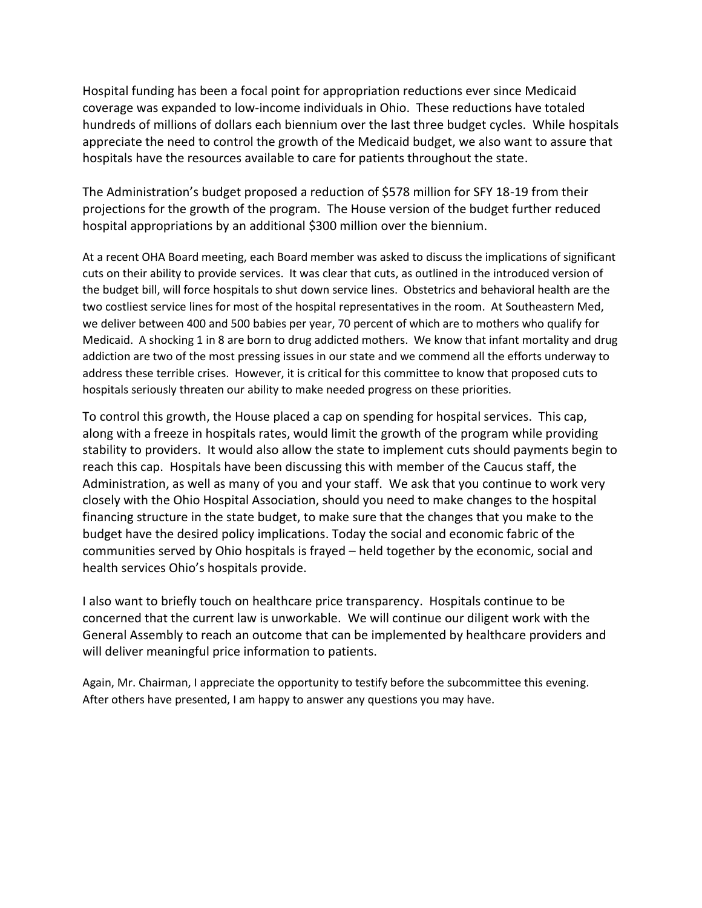Hospital funding has been a focal point for appropriation reductions ever since Medicaid coverage was expanded to low-income individuals in Ohio. These reductions have totaled hundreds of millions of dollars each biennium over the last three budget cycles. While hospitals appreciate the need to control the growth of the Medicaid budget, we also want to assure that hospitals have the resources available to care for patients throughout the state.

The Administration's budget proposed a reduction of $578 million for SFY 18-19 from their projections for the growth of the program. The House version of the budget further reduced hospital appropriations by an additional $300 million over the biennium.

At a recent OHA Board meeting, each Board member was asked to discuss the implications of significant cuts on their ability to provide services. It was clear that cuts, as outlined in the introduced version of the budget bill, will force hospitals to shut down service lines. Obstetrics and behavioral health are the two costliest service lines for most of the hospital representatives in the room. At Southeastern Med, we deliver between 400 and 500 babies per year, 70 percent of which are to mothers who qualify for Medicaid. A shocking 1 in 8 are born to drug addicted mothers. We know that infant mortality and drug addiction are two of the most pressing issues in our state and we commend all the efforts underway to address these terrible crises. However, it is critical for this committee to know that proposed cuts to hospitals seriously threaten our ability to make needed progress on these priorities.

To control this growth, the House placed a cap on spending for hospital services. This cap, along with a freeze in hospitals rates, would limit the growth of the program while providing stability to providers. It would also allow the state to implement cuts should payments begin to reach this cap. Hospitals have been discussing this with member of the Caucus staff, the Administration, as well as many of you and your staff. We ask that you continue to work very closely with the Ohio Hospital Association, should you need to make changes to the hospital financing structure in the state budget, to make sure that the changes that you make to the budget have the desired policy implications. Today the social and economic fabric of the communities served by Ohio hospitals is frayed – held together by the economic, social and health services Ohio's hospitals provide.

I also want to briefly touch on healthcare price transparency. Hospitals continue to be concerned that the current law is unworkable. We will continue our diligent work with the General Assembly to reach an outcome that can be implemented by healthcare providers and will deliver meaningful price information to patients.

Again, Mr. Chairman, I appreciate the opportunity to testify before the subcommittee this evening. After others have presented, I am happy to answer any questions you may have.